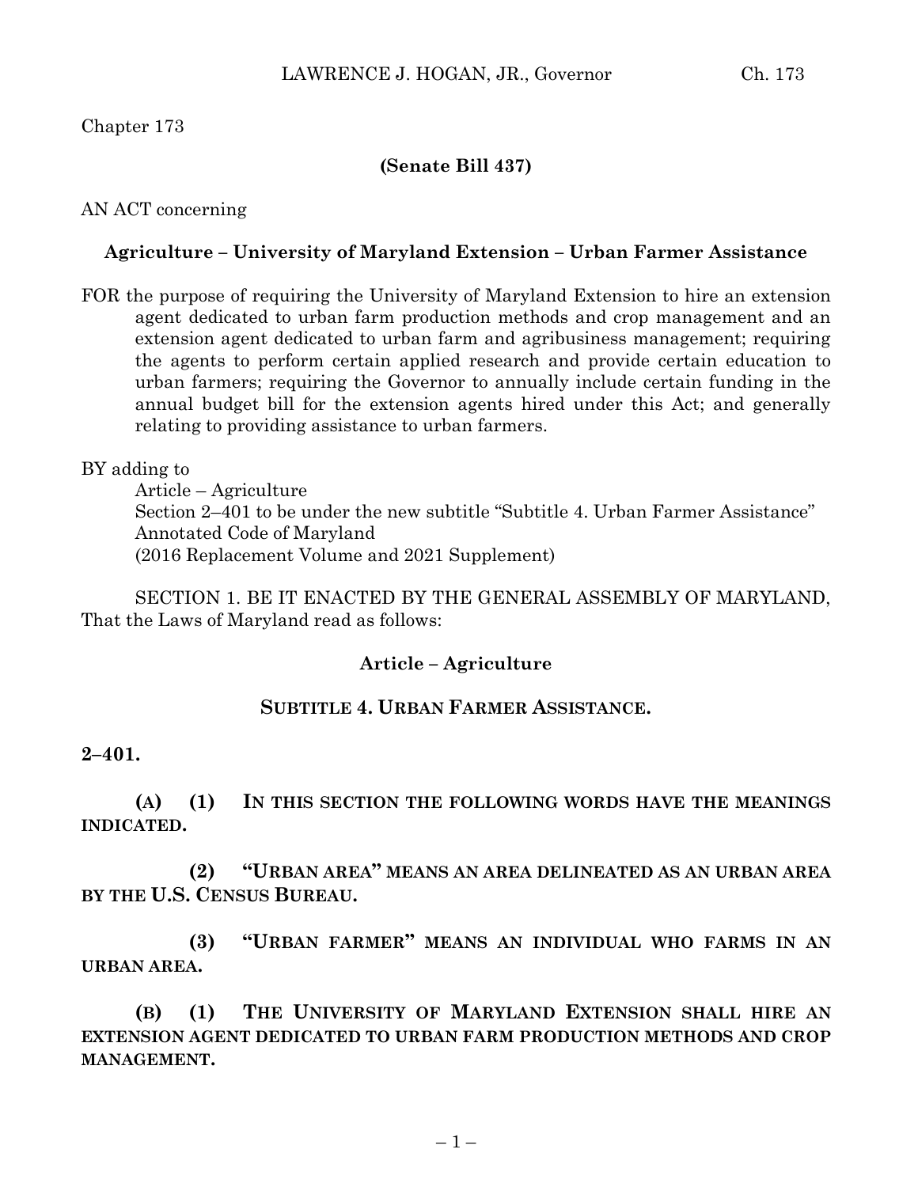Chapter 173

**(Senate Bill 437)**

AN ACT concerning

**Agriculture – University of Maryland Extension – Urban Farmer Assistance**

FOR the purpose of requiring the University of Maryland Extension to hire an extension agent dedicated to urban farm production methods and crop management and an extension agent dedicated to urban farm and agribusiness management; requiring the agents to perform certain applied research and provide certain education to urban farmers; requiring the Governor to annually include certain funding in the annual budget bill for the extension agents hired under this Act; and generally relating to providing assistance to urban farmers.

BY adding to
Article – Agriculture
Section 2–401 to be under the new subtitle "Subtitle 4. Urban Farmer Assistance"
Annotated Code of Maryland
(2016 Replacement Volume and 2021 Supplement)

SECTION 1. BE IT ENACTED BY THE GENERAL ASSEMBLY OF MARYLAND, That the Laws of Maryland read as follows:

**Article – Agriculture**

**SUBTITLE 4. URBAN FARMER ASSISTANCE.**

**2–401.**

**(A) (1) IN THIS SECTION THE FOLLOWING WORDS HAVE THE MEANINGS INDICATED.**

**(2) "URBAN AREA" MEANS AN AREA DELINEATED AS AN URBAN AREA BY THE U.S. CENSUS BUREAU.**

**(3) "URBAN FARMER" MEANS AN INDIVIDUAL WHO FARMS IN AN URBAN AREA.**

**(B) (1) THE UNIVERSITY OF MARYLAND EXTENSION SHALL HIRE AN EXTENSION AGENT DEDICATED TO URBAN FARM PRODUCTION METHODS AND CROP MANAGEMENT.**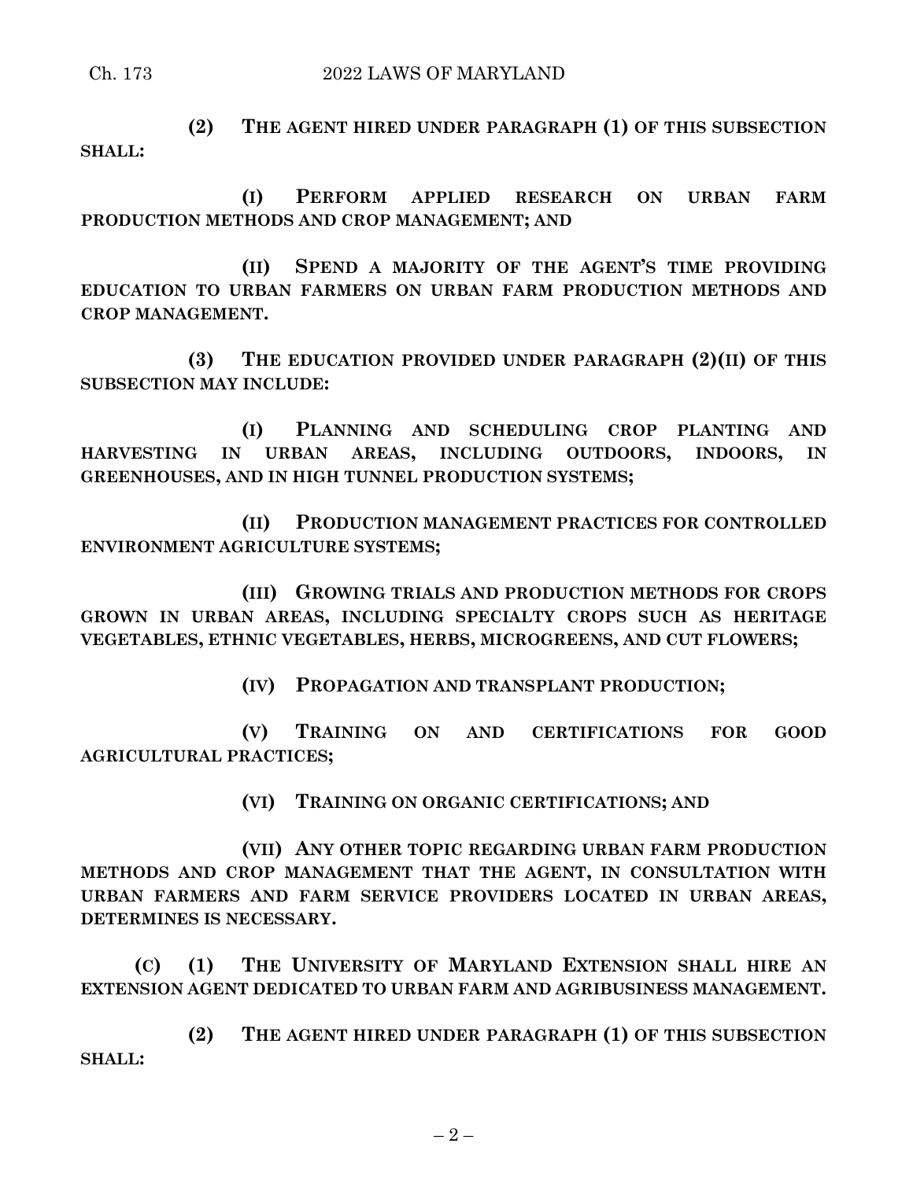**(2) THE AGENT HIRED UNDER PARAGRAPH (1) OF THIS SUBSECTION SHALL:**

**(I) PERFORM APPLIED RESEARCH ON URBAN FARM PRODUCTION METHODS AND CROP MANAGEMENT; AND**

**(II) SPEND A MAJORITY OF THE AGENT'S TIME PROVIDING EDUCATION TO URBAN FARMERS ON URBAN FARM PRODUCTION METHODS AND CROP MANAGEMENT.**

**(3) THE EDUCATION PROVIDED UNDER PARAGRAPH (2)(II) OF THIS SUBSECTION MAY INCLUDE:**

**(I) PLANNING AND SCHEDULING CROP PLANTING AND HARVESTING IN URBAN AREAS, INCLUDING OUTDOORS, INDOORS, IN GREENHOUSES, AND IN HIGH TUNNEL PRODUCTION SYSTEMS;**

**(II) PRODUCTION MANAGEMENT PRACTICES FOR CONTROLLED ENVIRONMENT AGRICULTURE SYSTEMS;**

**(III) GROWING TRIALS AND PRODUCTION METHODS FOR CROPS GROWN IN URBAN AREAS, INCLUDING SPECIALTY CROPS SUCH AS HERITAGE VEGETABLES, ETHNIC VEGETABLES, HERBS, MICROGREENS, AND CUT FLOWERS;**

**(IV) PROPAGATION AND TRANSPLANT PRODUCTION;**

**(V) TRAINING ON AND CERTIFICATIONS FOR GOOD AGRICULTURAL PRACTICES;**

**(VI) TRAINING ON ORGANIC CERTIFICATIONS; AND**

**(VII) ANY OTHER TOPIC REGARDING URBAN FARM PRODUCTION METHODS AND CROP MANAGEMENT THAT THE AGENT, IN CONSULTATION WITH URBAN FARMERS AND FARM SERVICE PROVIDERS LOCATED IN URBAN AREAS, DETERMINES IS NECESSARY.**

**(C) (1) THE UNIVERSITY OF MARYLAND EXTENSION SHALL HIRE AN EXTENSION AGENT DEDICATED TO URBAN FARM AND AGRIBUSINESS MANAGEMENT.**

**(2) THE AGENT HIRED UNDER PARAGRAPH (1) OF THIS SUBSECTION SHALL:**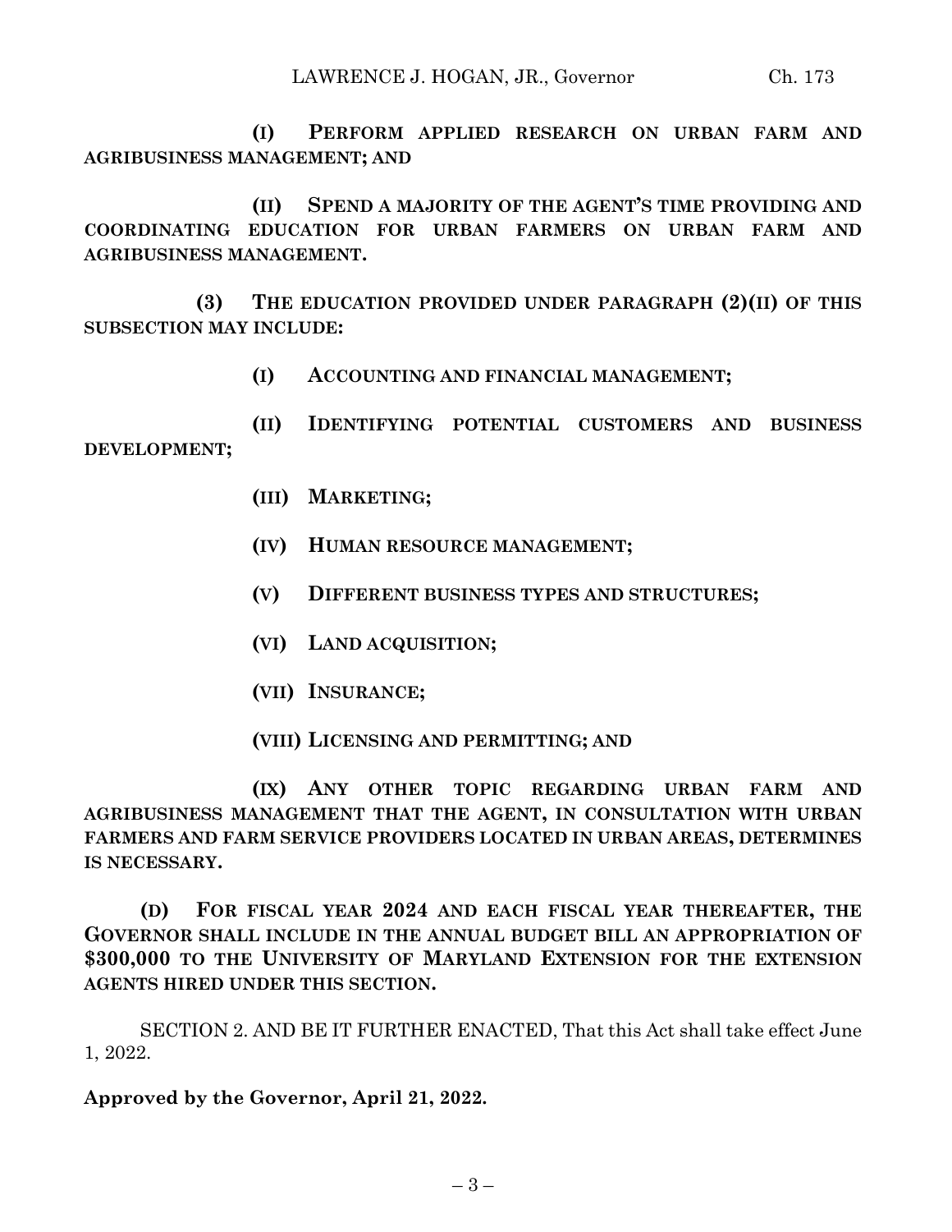**(I) PERFORM APPLIED RESEARCH ON URBAN FARM AND AGRIBUSINESS MANAGEMENT; AND**

**(II) SPEND A MAJORITY OF THE AGENT'S TIME PROVIDING AND COORDINATING EDUCATION FOR URBAN FARMERS ON URBAN FARM AND AGRIBUSINESS MANAGEMENT.**

**(3) THE EDUCATION PROVIDED UNDER PARAGRAPH (2)(II) OF THIS SUBSECTION MAY INCLUDE:**

**(I) ACCOUNTING AND FINANCIAL MANAGEMENT;**

**(II) IDENTIFYING POTENTIAL CUSTOMERS AND BUSINESS DEVELOPMENT;**

**(III) MARKETING;**

**(IV) HUMAN RESOURCE MANAGEMENT;**

**(V) DIFFERENT BUSINESS TYPES AND STRUCTURES;**

**(VI) LAND ACQUISITION;**

**(VII) INSURANCE;**

**(VIII) LICENSING AND PERMITTING; AND**

**(IX) ANY OTHER TOPIC REGARDING URBAN FARM AND AGRIBUSINESS MANAGEMENT THAT THE AGENT, IN CONSULTATION WITH URBAN FARMERS AND FARM SERVICE PROVIDERS LOCATED IN URBAN AREAS, DETERMINES IS NECESSARY.**

**(D) FOR FISCAL YEAR 2024 AND EACH FISCAL YEAR THEREAFTER, THE GOVERNOR SHALL INCLUDE IN THE ANNUAL BUDGET BILL AN APPROPRIATION OF $300,000 TO THE UNIVERSITY OF MARYLAND EXTENSION FOR THE EXTENSION AGENTS HIRED UNDER THIS SECTION.**

SECTION 2. AND BE IT FURTHER ENACTED, That this Act shall take effect June 1, 2022.

**Approved by the Governor, April 21, 2022.**